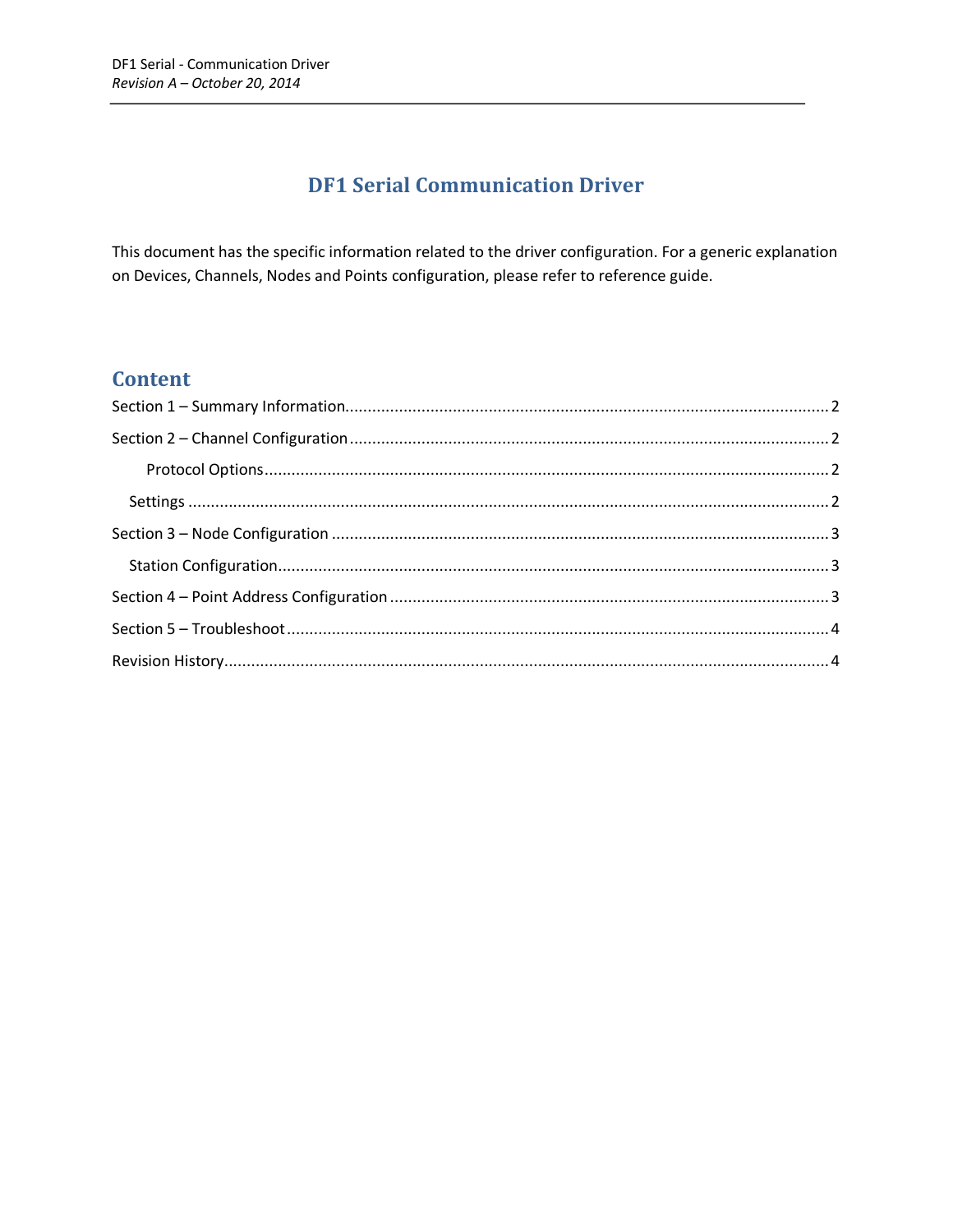# DF1 Serial Communication Driver

This document has the specific information related to the driver configuration. For a generic explanation on Devices, Channels, Nodes and Points configuration, please refer to reference guide.

## Content

Section 1 – Summary Information........................................................................................................... 2

Section 2 – Channel Configuration ......................................................................................................... 2

    Protocol Options ............................................................................................................................... 2

  Settings ................................................................................................................................................ 2

Section 3 – Node Configuration .............................................................................................................. 3

  Station Configuration........................................................................................................................... 3

Section 4 – Point Address Configuration ................................................................................................. 3

Section 5 – Troubleshoot ........................................................................................................................ 4

Revision History....................................................................................................................................... 4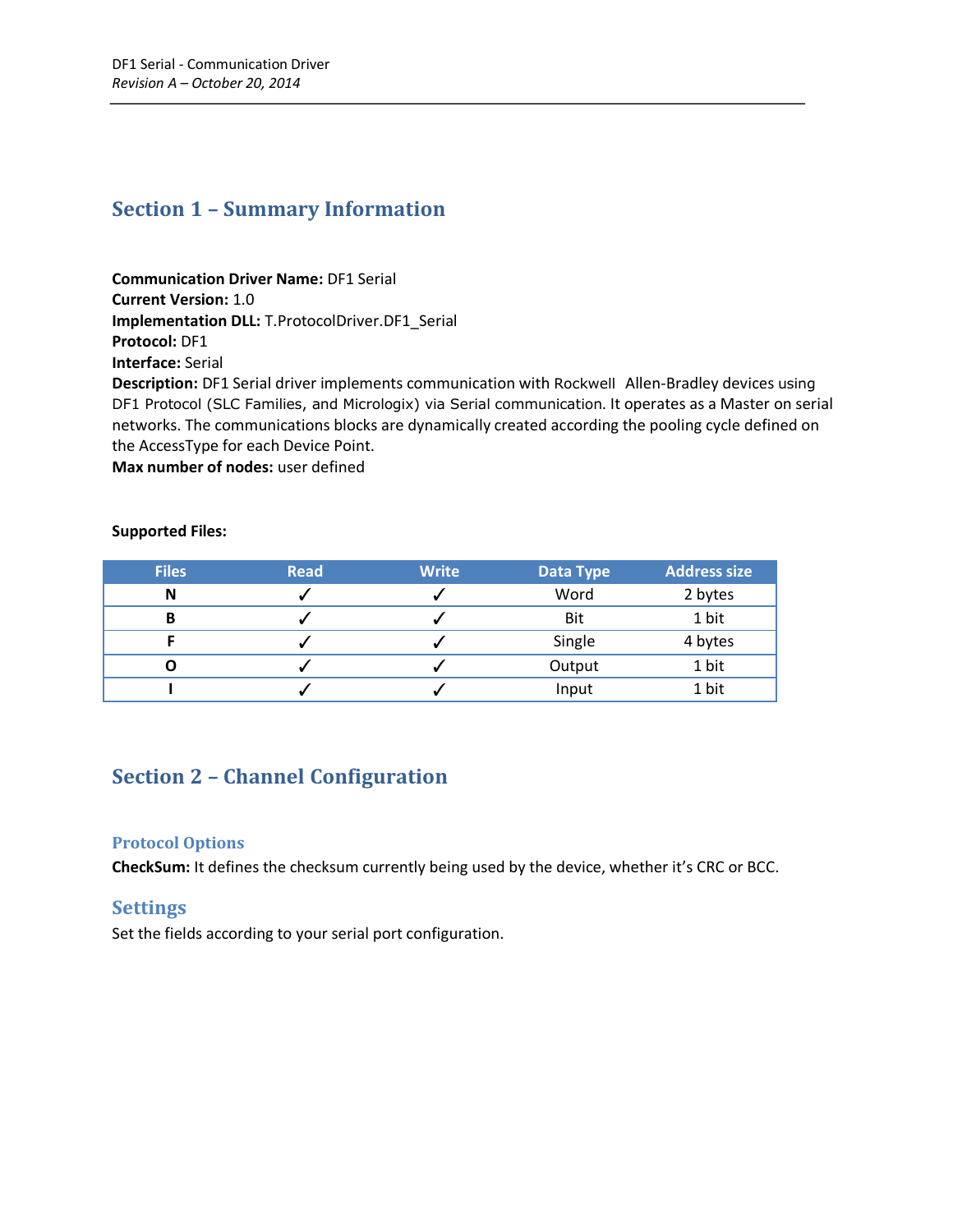## Section 1 – Summary Information

**Communication Driver Name:** DF1 Serial
**Current Version:** 1.0
**Implementation DLL:** T.ProtocolDriver.DF1_Serial
**Protocol:** DF1
**Interface:** Serial
**Description:** DF1 Serial driver implements communication with Rockwell Allen-Bradley devices using DF1 Protocol (SLC Families, and Micrologix) via Serial communication. It operates as a Master on serial networks. The communications blocks are dynamically created according the pooling cycle defined on the AccessType for each Device Point.
**Max number of nodes:** user defined

**Supported Files:**

| Files | Read | Write | Data Type | Address size |
|---|---|---|---|---|
| **N** | ✓ | ✓ | Word | 2 bytes |
| **B** | ✓ | ✓ | Bit | 1 bit |
| **F** | ✓ | ✓ | Single | 4 bytes |
| **O** | ✓ | ✓ | Output | 1 bit |
| **I** | ✓ | ✓ | Input | 1 bit |

## Section 2 – Channel Configuration

### Protocol Options

**CheckSum:** It defines the checksum currently being used by the device, whether it's CRC or BCC.

### Settings

Set the fields according to your serial port configuration.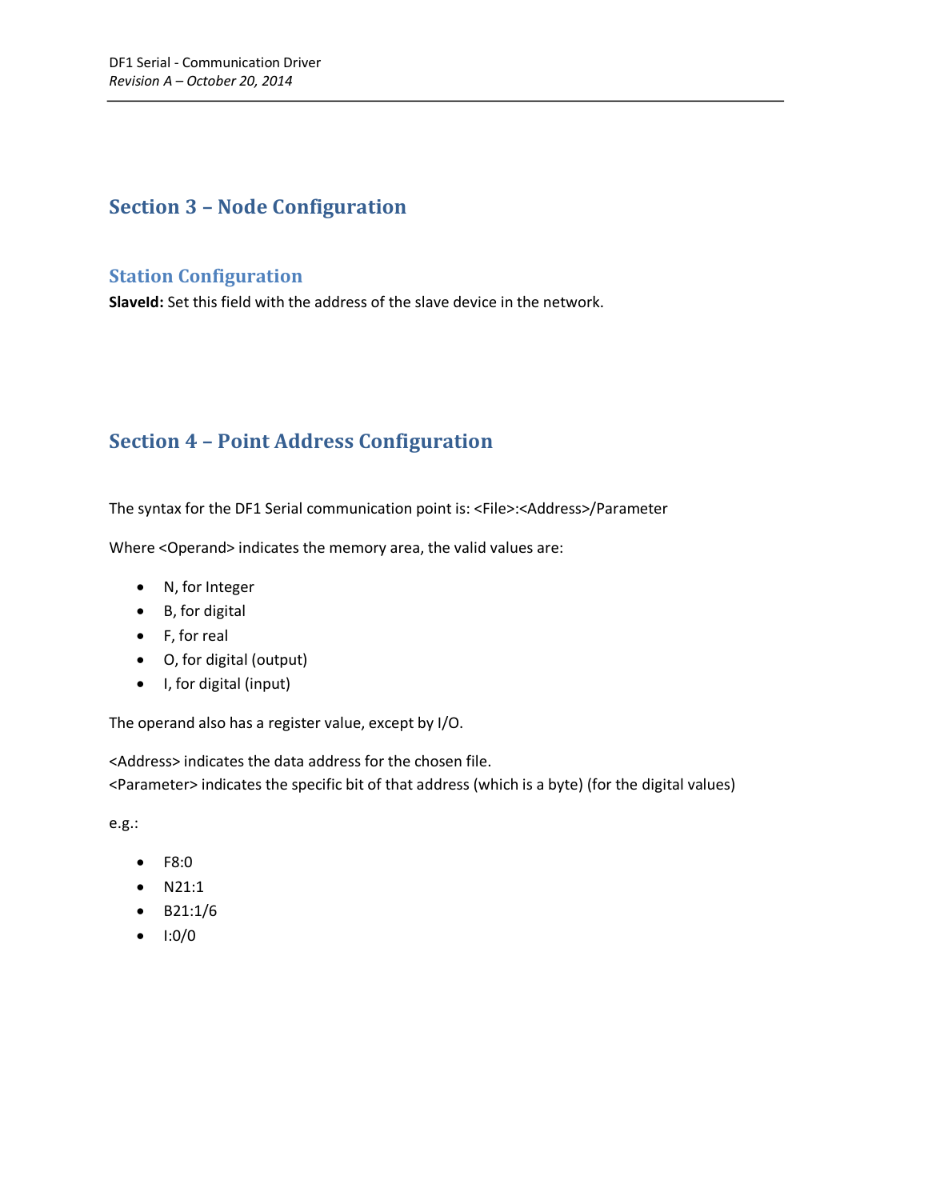# Section 3 – Node Configuration

## Station Configuration

**SlaveId:** Set this field with the address of the slave device in the network.

# Section 4 – Point Address Configuration

The syntax for the DF1 Serial communication point is: <File>:<Address>/Parameter

Where <Operand> indicates the memory area, the valid values are:

- N, for Integer
- B, for digital
- F, for real
- O, for digital (output)
- I, for digital (input)

The operand also has a register value, except by I/O.

<Address> indicates the data address for the chosen file.
<Parameter> indicates the specific bit of that address (which is a byte) (for the digital values)

e.g.:

- F8:0
- N21:1
- B21:1/6
- I:0/0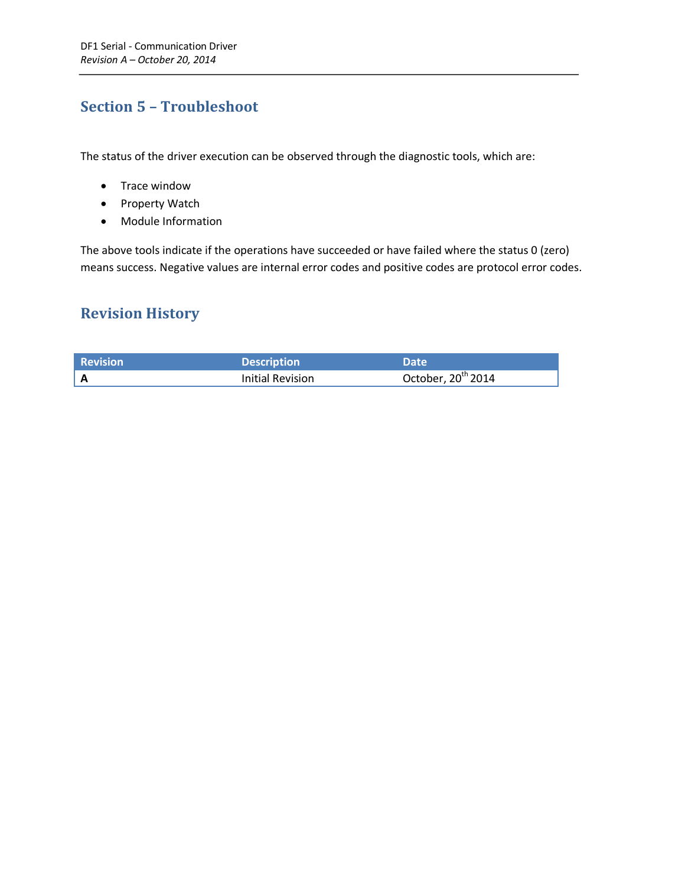# Section 5 – Troubleshoot

The status of the driver execution can be observed through the diagnostic tools, which are:

- Trace window
- Property Watch
- Module Information

The above tools indicate if the operations have succeeded or have failed where the status 0 (zero) means success. Negative values are internal error codes and positive codes are protocol error codes.

# Revision History

| Revision | Description | Date |
|---|---|---|
| **A** | Initial Revision | October, 20th 2014 |